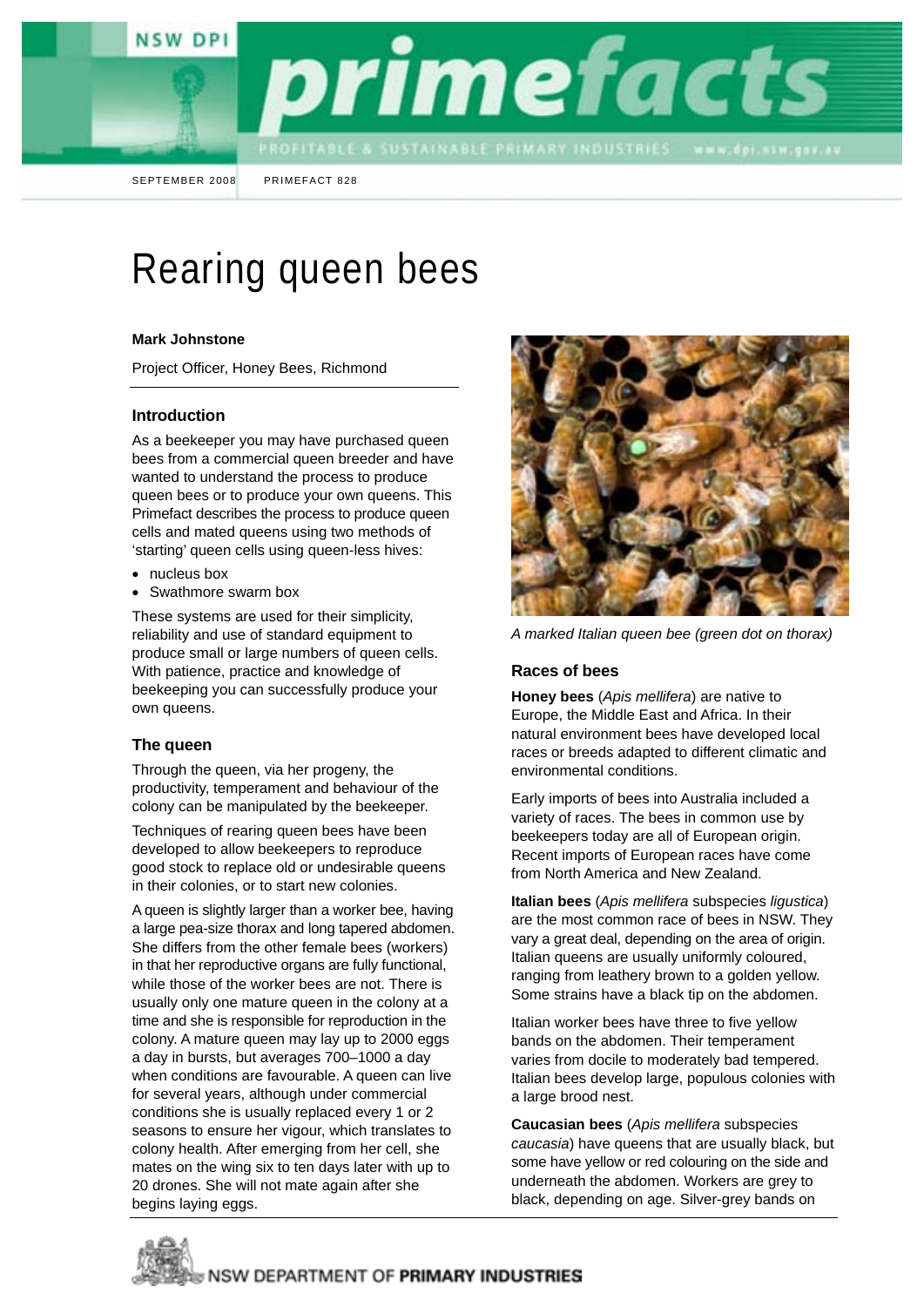SEPTEMBER 2008 PRIMEFACT 828

# Rearing queen bees

**Mark Johnstone**

Project Officer, Honey Bees, Richmond

## Introduction

As a beekeeper you may have purchased queen bees from a commercial queen breeder and have wanted to understand the process to produce queen bees or to produce your own queens. This Primefact describes the process to produce queen cells and mated queens using two methods of 'starting' queen cells using queen-less hives:

- nucleus box
- Swathmore swarm box

These systems are used for their simplicity, reliability and use of standard equipment to produce small or large numbers of queen cells. With patience, practice and knowledge of beekeeping you can successfully produce your own queens.

## The queen

Through the queen, via her progeny, the productivity, temperament and behaviour of the colony can be manipulated by the beekeeper.

Techniques of rearing queen bees have been developed to allow beekeepers to reproduce good stock to replace old or undesirable queens in their colonies, or to start new colonies.

A queen is slightly larger than a worker bee, having a large pea-size thorax and long tapered abdomen. She differs from the other female bees (workers) in that her reproductive organs are fully functional, while those of the worker bees are not. There is usually only one mature queen in the colony at a time and she is responsible for reproduction in the colony. A mature queen may lay up to 2000 eggs a day in bursts, but averages 700–1000 a day when conditions are favourable. A queen can live for several years, although under commercial conditions she is usually replaced every 1 or 2 seasons to ensure her vigour, which translates to colony health. After emerging from her cell, she mates on the wing six to ten days later with up to 20 drones. She will not mate again after she begins laying eggs.

*A marked Italian queen bee (green dot on thorax)*

## Races of bees

**Honey bees** (*Apis mellifera*) are native to Europe, the Middle East and Africa. In their natural environment bees have developed local races or breeds adapted to different climatic and environmental conditions.

Early imports of bees into Australia included a variety of races. The bees in common use by beekeepers today are all of European origin. Recent imports of European races have come from North America and New Zealand.

**Italian bees** (*Apis mellifera* subspecies *ligustica*) are the most common race of bees in NSW. They vary a great deal, depending on the area of origin. Italian queens are usually uniformly coloured, ranging from leathery brown to a golden yellow. Some strains have a black tip on the abdomen.

Italian worker bees have three to five yellow bands on the abdomen. Their temperament varies from docile to moderately bad tempered. Italian bees develop large, populous colonies with a large brood nest.

**Caucasian bees** (*Apis mellifera* subspecies *caucasia*) have queens that are usually black, but some have yellow or red colouring on the side and underneath the abdomen. Workers are grey to black, depending on age. Silver-grey bands on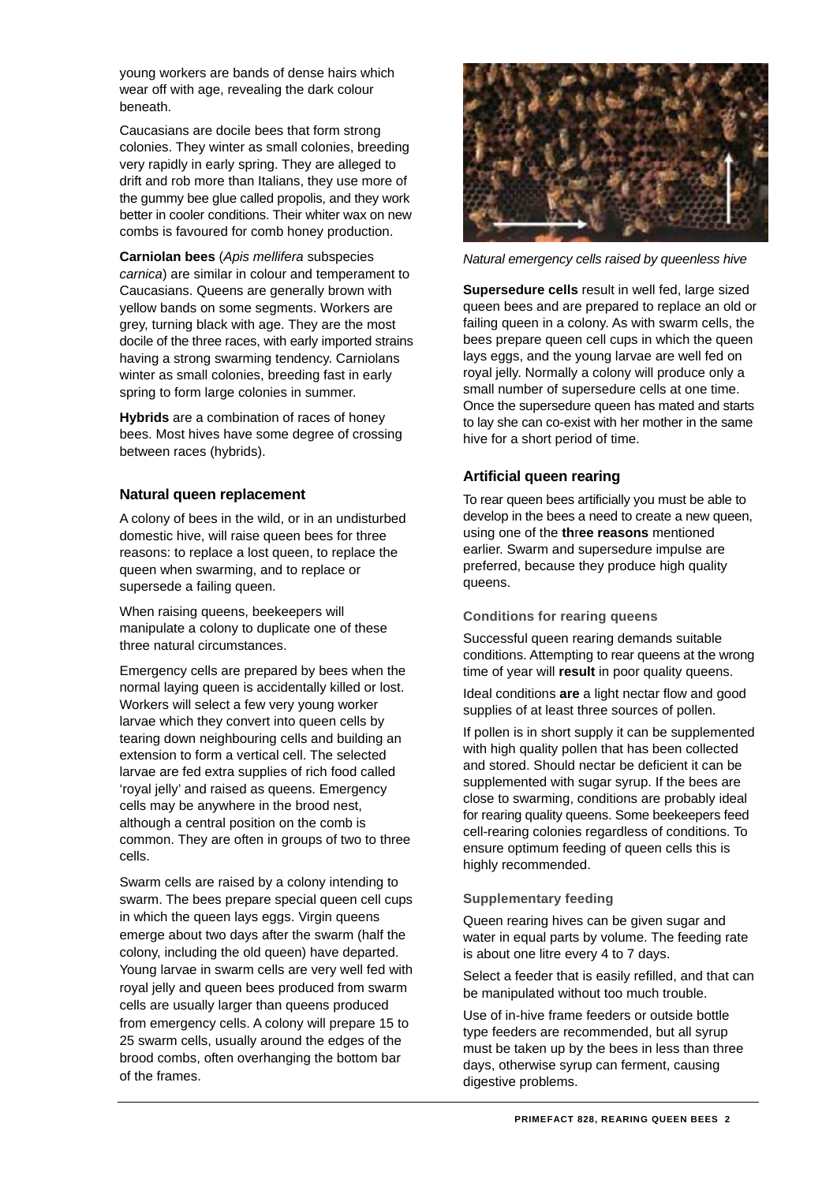young workers are bands of dense hairs which wear off with age, revealing the dark colour beneath.

Caucasians are docile bees that form strong colonies. They winter as small colonies, breeding very rapidly in early spring. They are alleged to drift and rob more than Italians, they use more of the gummy bee glue called propolis, and they work better in cooler conditions. Their whiter wax on new combs is favoured for comb honey production.

**Carniolan bees** (*Apis mellifera* subspecies *carnica*) are similar in colour and temperament to Caucasians. Queens are generally brown with yellow bands on some segments. Workers are grey, turning black with age. They are the most docile of the three races, with early imported strains having a strong swarming tendency. Carniolans winter as small colonies, breeding fast in early spring to form large colonies in summer.

**Hybrids** are a combination of races of honey bees. Most hives have some degree of crossing between races (hybrids).

### Natural queen replacement

A colony of bees in the wild, or in an undisturbed domestic hive, will raise queen bees for three reasons: to replace a lost queen, to replace the queen when swarming, and to replace or supersede a failing queen.

When raising queens, beekeepers will manipulate a colony to duplicate one of these three natural circumstances.

Emergency cells are prepared by bees when the normal laying queen is accidentally killed or lost. Workers will select a few very young worker larvae which they convert into queen cells by tearing down neighbouring cells and building an extension to form a vertical cell. The selected larvae are fed extra supplies of rich food called 'royal jelly' and raised as queens. Emergency cells may be anywhere in the brood nest, although a central position on the comb is common. They are often in groups of two to three cells.

Swarm cells are raised by a colony intending to swarm. The bees prepare special queen cell cups in which the queen lays eggs. Virgin queens emerge about two days after the swarm (half the colony, including the old queen) have departed. Young larvae in swarm cells are very well fed with royal jelly and queen bees produced from swarm cells are usually larger than queens produced from emergency cells. A colony will prepare 15 to 25 swarm cells, usually around the edges of the brood combs, often overhanging the bottom bar of the frames.

*Natural emergency cells raised by queenless hive*

**Supersedure cells** result in well fed, large sized queen bees and are prepared to replace an old or failing queen in a colony. As with swarm cells, the bees prepare queen cell cups in which the queen lays eggs, and the young larvae are well fed on royal jelly. Normally a colony will produce only a small number of supersedure cells at one time. Once the supersedure queen has mated and starts to lay she can co-exist with her mother in the same hive for a short period of time.

### Artificial queen rearing

To rear queen bees artificially you must be able to develop in the bees a need to create a new queen, using one of the **three reasons** mentioned earlier. Swarm and supersedure impulse are preferred, because they produce high quality queens.

#### Conditions for rearing queens

Successful queen rearing demands suitable conditions. Attempting to rear queens at the wrong time of year will **result** in poor quality queens.

Ideal conditions **are** a light nectar flow and good supplies of at least three sources of pollen.

If pollen is in short supply it can be supplemented with high quality pollen that has been collected and stored. Should nectar be deficient it can be supplemented with sugar syrup. If the bees are close to swarming, conditions are probably ideal for rearing quality queens. Some beekeepers feed cell-rearing colonies regardless of conditions. To ensure optimum feeding of queen cells this is highly recommended.

#### Supplementary feeding

Queen rearing hives can be given sugar and water in equal parts by volume. The feeding rate is about one litre every 4 to 7 days.

Select a feeder that is easily refilled, and that can be manipulated without too much trouble.

Use of in-hive frame feeders or outside bottle type feeders are recommended, but all syrup must be taken up by the bees in less than three days, otherwise syrup can ferment, causing digestive problems.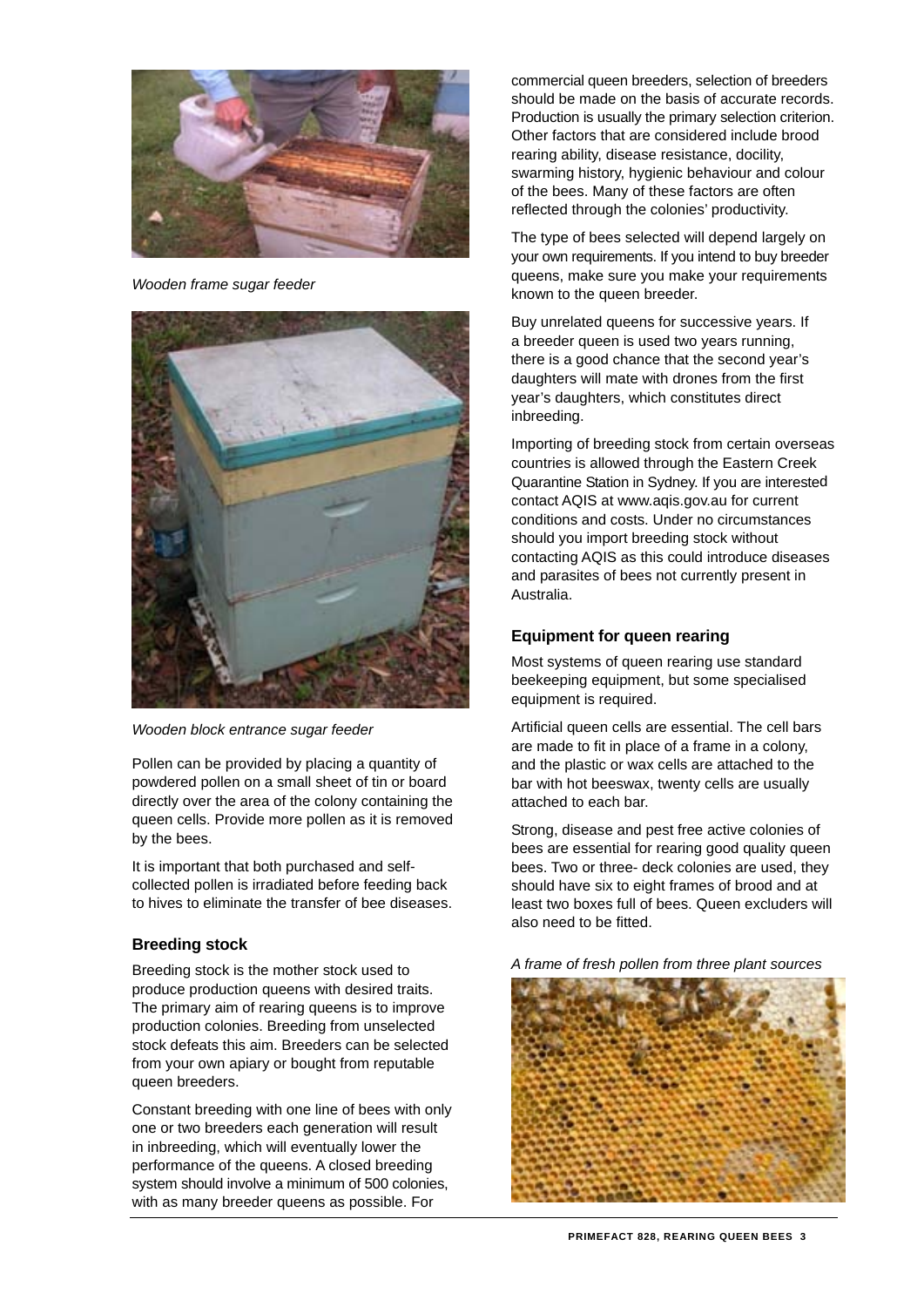*Wooden frame sugar feeder*

*Wooden block entrance sugar feeder*

Pollen can be provided by placing a quantity of powdered pollen on a small sheet of tin or board directly over the area of the colony containing the queen cells. Provide more pollen as it is removed by the bees.

It is important that both purchased and self-collected pollen is irradiated before feeding back to hives to eliminate the transfer of bee diseases.

## Breeding stock

Breeding stock is the mother stock used to produce production queens with desired traits. The primary aim of rearing queens is to improve production colonies. Breeding from unselected stock defeats this aim. Breeders can be selected from your own apiary or bought from reputable queen breeders.

Constant breeding with one line of bees with only one or two breeders each generation will result in inbreeding, which will eventually lower the performance of the queens. A closed breeding system should involve a minimum of 500 colonies, with as many breeder queens as possible. For commercial queen breeders, selection of breeders should be made on the basis of accurate records. Production is usually the primary selection criterion. Other factors that are considered include brood rearing ability, disease resistance, docility, swarming history, hygienic behaviour and colour of the bees. Many of these factors are often reflected through the colonies' productivity.

The type of bees selected will depend largely on your own requirements. If you intend to buy breeder queens, make sure you make your requirements known to the queen breeder.

Buy unrelated queens for successive years. If a breeder queen is used two years running, there is a good chance that the second year's daughters will mate with drones from the first year's daughters, which constitutes direct inbreeding.

Importing of breeding stock from certain overseas countries is allowed through the Eastern Creek Quarantine Station in Sydney. If you are interested contact AQIS at www.aqis.gov.au for current conditions and costs. Under no circumstances should you import breeding stock without contacting AQIS as this could introduce diseases and parasites of bees not currently present in Australia.

## Equipment for queen rearing

Most systems of queen rearing use standard beekeeping equipment, but some specialised equipment is required.

Artificial queen cells are essential. The cell bars are made to fit in place of a frame in a colony, and the plastic or wax cells are attached to the bar with hot beeswax, twenty cells are usually attached to each bar.

Strong, disease and pest free active colonies of bees are essential for rearing good quality queen bees. Two or three- deck colonies are used, they should have six to eight frames of brood and at least two boxes full of bees. Queen excluders will also need to be fitted.

*A frame of fresh pollen from three plant sources*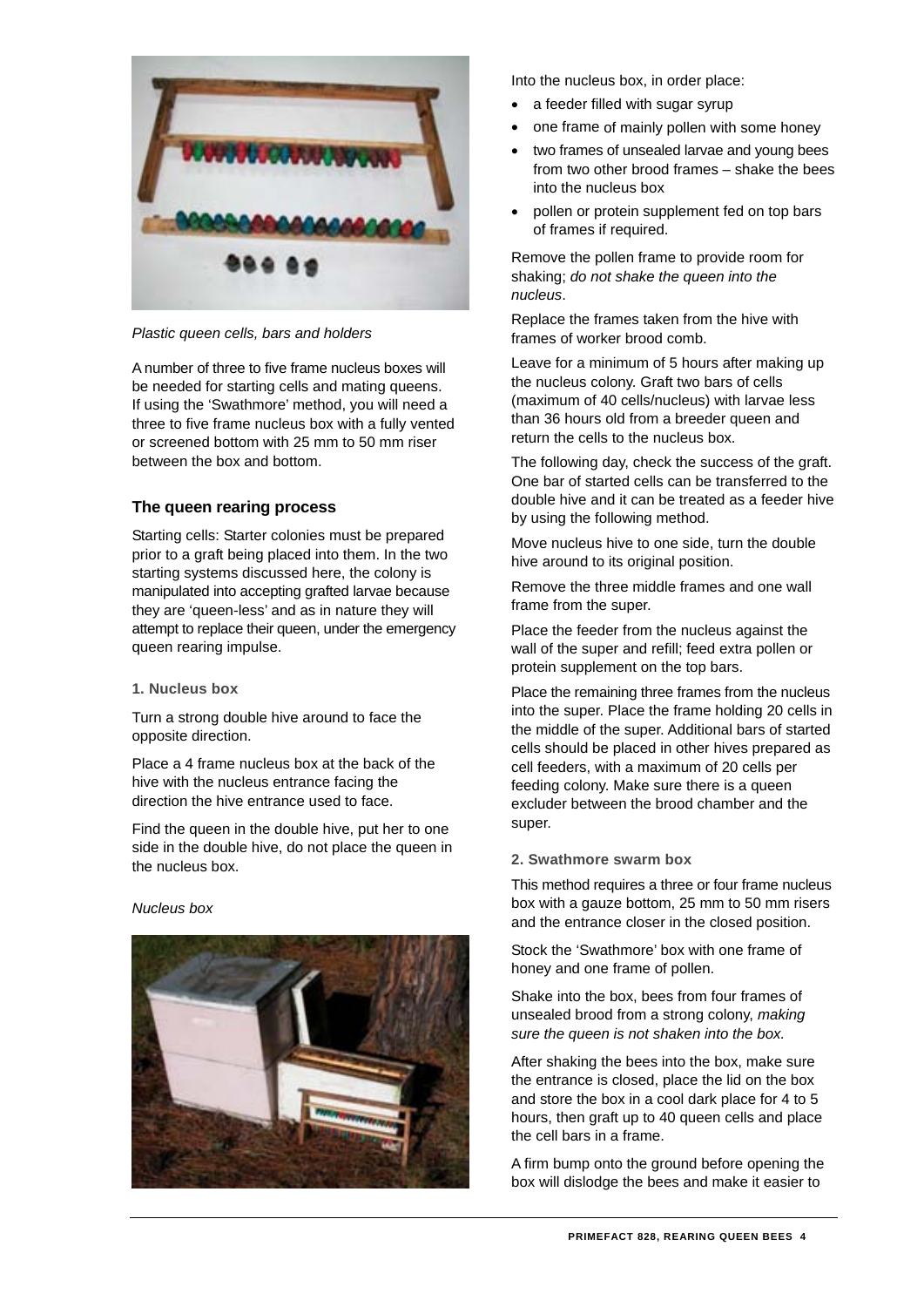*Plastic queen cells, bars and holders*

A number of three to five frame nucleus boxes will be needed for starting cells and mating queens. If using the 'Swathmore' method, you will need a three to five frame nucleus box with a fully vented or screened bottom with 25 mm to 50 mm riser between the box and bottom.

### The queen rearing process

Starting cells: Starter colonies must be prepared prior to a graft being placed into them. In the two starting systems discussed here, the colony is manipulated into accepting grafted larvae because they are 'queen-less' and as in nature they will attempt to replace their queen, under the emergency queen rearing impulse.

#### 1. Nucleus box

Turn a strong double hive around to face the opposite direction.

Place a 4 frame nucleus box at the back of the hive with the nucleus entrance facing the direction the hive entrance used to face.

Find the queen in the double hive, put her to one side in the double hive, do not place the queen in the nucleus box.

*Nucleus box*

Into the nucleus box, in order place:

- a feeder filled with sugar syrup
- one frame of mainly pollen with some honey
- two frames of unsealed larvae and young bees from two other brood frames – shake the bees into the nucleus box
- pollen or protein supplement fed on top bars of frames if required.

Remove the pollen frame to provide room for shaking; *do not shake the queen into the nucleus*.

Replace the frames taken from the hive with frames of worker brood comb.

Leave for a minimum of 5 hours after making up the nucleus colony. Graft two bars of cells (maximum of 40 cells/nucleus) with larvae less than 36 hours old from a breeder queen and return the cells to the nucleus box.

The following day, check the success of the graft. One bar of started cells can be transferred to the double hive and it can be treated as a feeder hive by using the following method.

Move nucleus hive to one side, turn the double hive around to its original position.

Remove the three middle frames and one wall frame from the super.

Place the feeder from the nucleus against the wall of the super and refill; feed extra pollen or protein supplement on the top bars.

Place the remaining three frames from the nucleus into the super. Place the frame holding 20 cells in the middle of the super. Additional bars of started cells should be placed in other hives prepared as cell feeders, with a maximum of 20 cells per feeding colony. Make sure there is a queen excluder between the brood chamber and the super.

#### 2. Swathmore swarm box

This method requires a three or four frame nucleus box with a gauze bottom, 25 mm to 50 mm risers and the entrance closer in the closed position.

Stock the 'Swathmore' box with one frame of honey and one frame of pollen.

Shake into the box, bees from four frames of unsealed brood from a strong colony, *making sure the queen is not shaken into the box.*

After shaking the bees into the box, make sure the entrance is closed, place the lid on the box and store the box in a cool dark place for 4 to 5 hours, then graft up to 40 queen cells and place the cell bars in a frame.

A firm bump onto the ground before opening the box will dislodge the bees and make it easier to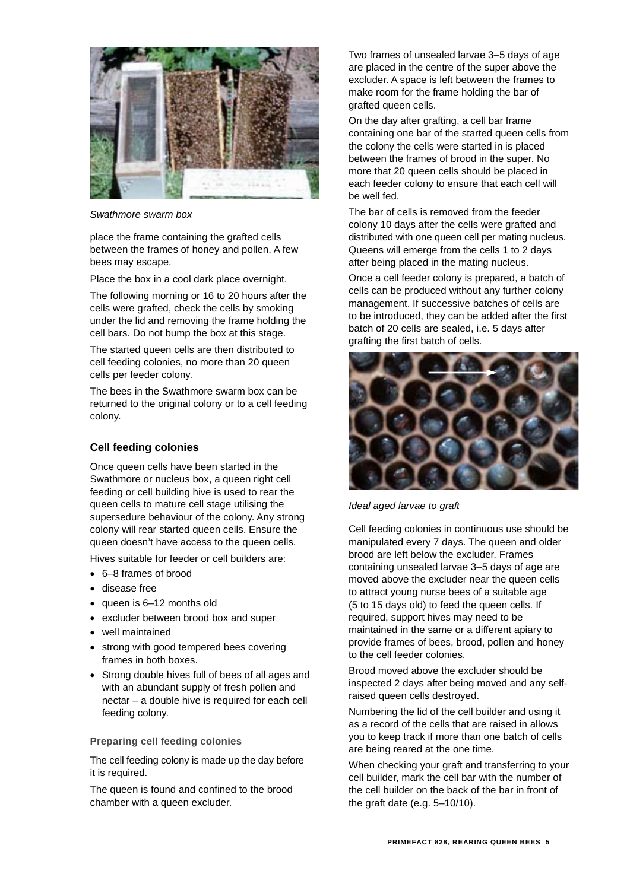*Swathmore swarm box*

place the frame containing the grafted cells between the frames of honey and pollen. A few bees may escape.

Place the box in a cool dark place overnight.

The following morning or 16 to 20 hours after the cells were grafted, check the cells by smoking under the lid and removing the frame holding the cell bars. Do not bump the box at this stage.

The started queen cells are then distributed to cell feeding colonies, no more than 20 queen cells per feeder colony.

The bees in the Swathmore swarm box can be returned to the original colony or to a cell feeding colony.

### Cell feeding colonies

Once queen cells have been started in the Swathmore or nucleus box, a queen right cell feeding or cell building hive is used to rear the queen cells to mature cell stage utilising the supersedure behaviour of the colony. Any strong colony will rear started queen cells. Ensure the queen doesn't have access to the queen cells.

Hives suitable for feeder or cell builders are:

- 6–8 frames of brood
- disease free
- queen is 6–12 months old
- excluder between brood box and super
- well maintained
- strong with good tempered bees covering frames in both boxes.
- Strong double hives full of bees of all ages and with an abundant supply of fresh pollen and nectar – a double hive is required for each cell feeding colony.

#### Preparing cell feeding colonies

The cell feeding colony is made up the day before it is required.

The queen is found and confined to the brood chamber with a queen excluder.

Two frames of unsealed larvae 3–5 days of age are placed in the centre of the super above the excluder. A space is left between the frames to make room for the frame holding the bar of grafted queen cells.

On the day after grafting, a cell bar frame containing one bar of the started queen cells from the colony the cells were started in is placed between the frames of brood in the super. No more that 20 queen cells should be placed in each feeder colony to ensure that each cell will be well fed.

The bar of cells is removed from the feeder colony 10 days after the cells were grafted and distributed with one queen cell per mating nucleus. Queens will emerge from the cells 1 to 2 days after being placed in the mating nucleus.

Once a cell feeder colony is prepared, a batch of cells can be produced without any further colony management. If successive batches of cells are to be introduced, they can be added after the first batch of 20 cells are sealed, i.e. 5 days after grafting the first batch of cells.

*Ideal aged larvae to graft*

Cell feeding colonies in continuous use should be manipulated every 7 days. The queen and older brood are left below the excluder. Frames containing unsealed larvae 3–5 days of age are moved above the excluder near the queen cells to attract young nurse bees of a suitable age (5 to 15 days old) to feed the queen cells. If required, support hives may need to be maintained in the same or a different apiary to provide frames of bees, brood, pollen and honey to the cell feeder colonies.

Brood moved above the excluder should be inspected 2 days after being moved and any self-raised queen cells destroyed.

Numbering the lid of the cell builder and using it as a record of the cells that are raised in allows you to keep track if more than one batch of cells are being reared at the one time.

When checking your graft and transferring to your cell builder, mark the cell bar with the number of the cell builder on the back of the bar in front of the graft date (e.g. 5–10/10).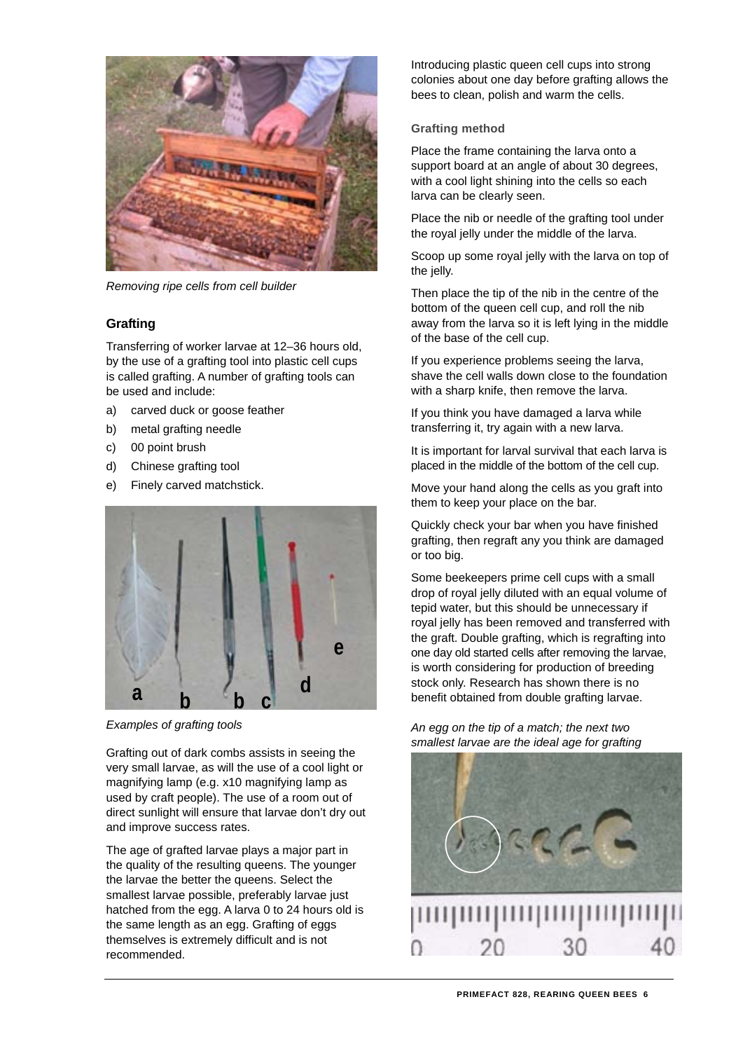*Removing ripe cells from cell builder*

## Grafting

Transferring of worker larvae at 12–36 hours old, by the use of a grafting tool into plastic cell cups is called grafting. A number of grafting tools can be used and include:

a) carved duck or goose feather
b) metal grafting needle
c) 00 point brush
d) Chinese grafting tool
e) Finely carved matchstick.

*Examples of grafting tools*

Grafting out of dark combs assists in seeing the very small larvae, as will the use of a cool light or magnifying lamp (e.g. x10 magnifying lamp as used by craft people). The use of a room out of direct sunlight will ensure that larvae don't dry out and improve success rates.

The age of grafted larvae plays a major part in the quality of the resulting queens. The younger the larvae the better the queens. Select the smallest larvae possible, preferably larvae just hatched from the egg. A larva 0 to 24 hours old is the same length as an egg. Grafting of eggs themselves is extremely difficult and is not recommended.

Introducing plastic queen cell cups into strong colonies about one day before grafting allows the bees to clean, polish and warm the cells.

### Grafting method

Place the frame containing the larva onto a support board at an angle of about 30 degrees, with a cool light shining into the cells so each larva can be clearly seen.

Place the nib or needle of the grafting tool under the royal jelly under the middle of the larva.

Scoop up some royal jelly with the larva on top of the jelly.

Then place the tip of the nib in the centre of the bottom of the queen cell cup, and roll the nib away from the larva so it is left lying in the middle of the base of the cell cup.

If you experience problems seeing the larva, shave the cell walls down close to the foundation with a sharp knife, then remove the larva.

If you think you have damaged a larva while transferring it, try again with a new larva.

It is important for larval survival that each larva is placed in the middle of the bottom of the cell cup.

Move your hand along the cells as you graft into them to keep your place on the bar.

Quickly check your bar when you have finished grafting, then regraft any you think are damaged or too big.

Some beekeepers prime cell cups with a small drop of royal jelly diluted with an equal volume of tepid water, but this should be unnecessary if royal jelly has been removed and transferred with the graft. Double grafting, which is regrafting into one day old started cells after removing the larvae, is worth considering for production of breeding stock only. Research has shown there is no benefit obtained from double grafting larvae.

*An egg on the tip of a match; the next two smallest larvae are the ideal age for grafting*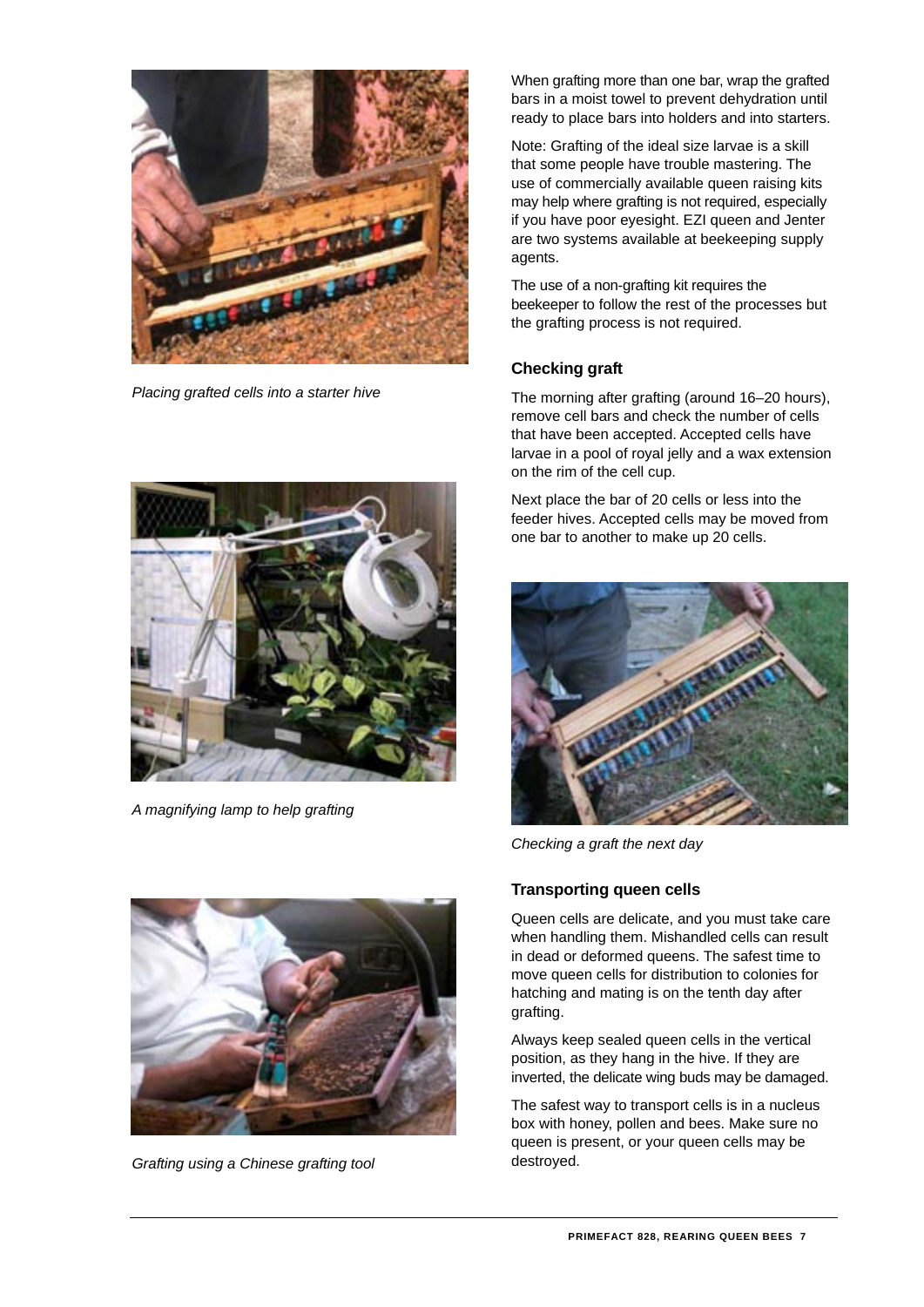*Placing grafted cells into a starter hive*

*A magnifying lamp to help grafting*

*Grafting using a Chinese grafting tool*

When grafting more than one bar, wrap the grafted bars in a moist towel to prevent dehydration until ready to place bars into holders and into starters.

Note: Grafting of the ideal size larvae is a skill that some people have trouble mastering. The use of commercially available queen raising kits may help where grafting is not required, especially if you have poor eyesight. EZI queen and Jenter are two systems available at beekeeping supply agents.

The use of a non-grafting kit requires the beekeeper to follow the rest of the processes but the grafting process is not required.

### Checking graft

The morning after grafting (around 16–20 hours), remove cell bars and check the number of cells that have been accepted. Accepted cells have larvae in a pool of royal jelly and a wax extension on the rim of the cell cup.

Next place the bar of 20 cells or less into the feeder hives. Accepted cells may be moved from one bar to another to make up 20 cells.

*Checking a graft the next day*

### Transporting queen cells

Queen cells are delicate, and you must take care when handling them. Mishandled cells can result in dead or deformed queens. The safest time to move queen cells for distribution to colonies for hatching and mating is on the tenth day after grafting.

Always keep sealed queen cells in the vertical position, as they hang in the hive. If they are inverted, the delicate wing buds may be damaged.

The safest way to transport cells is in a nucleus box with honey, pollen and bees. Make sure no queen is present, or your queen cells may be destroyed.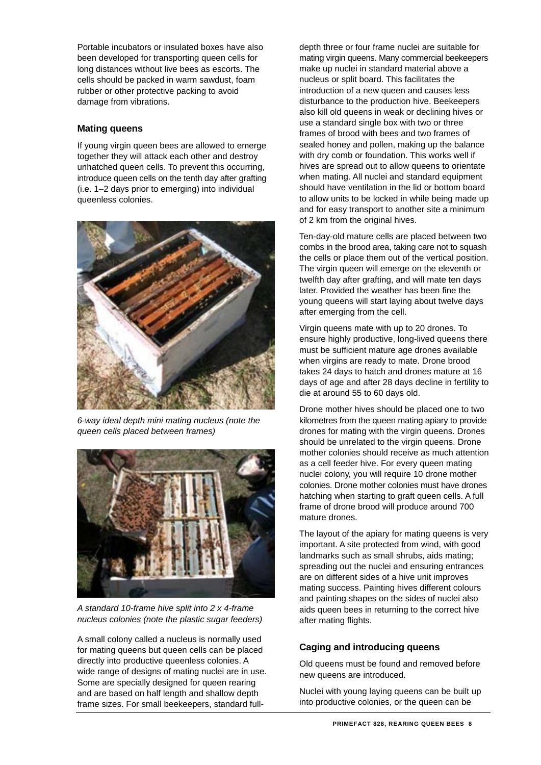Portable incubators or insulated boxes have also been developed for transporting queen cells for long distances without live bees as escorts. The cells should be packed in warm sawdust, foam rubber or other protective packing to avoid damage from vibrations.

### Mating queens

If young virgin queen bees are allowed to emerge together they will attack each other and destroy unhatched queen cells. To prevent this occurring, introduce queen cells on the tenth day after grafting (i.e. 1–2 days prior to emerging) into individual queenless colonies.

*6-way ideal depth mini mating nucleus (note the queen cells placed between frames)*

*A standard 10-frame hive split into 2 x 4-frame nucleus colonies (note the plastic sugar feeders)*

A small colony called a nucleus is normally used for mating queens but queen cells can be placed directly into productive queenless colonies. A wide range of designs of mating nuclei are in use. Some are specially designed for queen rearing and are based on half length and shallow depth frame sizes. For small beekeepers, standard full-depth three or four frame nuclei are suitable for mating virgin queens. Many commercial beekeepers make up nuclei in standard material above a nucleus or split board. This facilitates the introduction of a new queen and causes less disturbance to the production hive. Beekeepers also kill old queens in weak or declining hives or use a standard single box with two or three frames of brood with bees and two frames of sealed honey and pollen, making up the balance with dry comb or foundation. This works well if hives are spread out to allow queens to orientate when mating. All nuclei and standard equipment should have ventilation in the lid or bottom board to allow units to be locked in while being made up and for easy transport to another site a minimum of 2 km from the original hives.

Ten-day-old mature cells are placed between two combs in the brood area, taking care not to squash the cells or place them out of the vertical position. The virgin queen will emerge on the eleventh or twelfth day after grafting, and will mate ten days later. Provided the weather has been fine the young queens will start laying about twelve days after emerging from the cell.

Virgin queens mate with up to 20 drones. To ensure highly productive, long-lived queens there must be sufficient mature age drones available when virgins are ready to mate. Drone brood takes 24 days to hatch and drones mature at 16 days of age and after 28 days decline in fertility to die at around 55 to 60 days old.

Drone mother hives should be placed one to two kilometres from the queen mating apiary to provide drones for mating with the virgin queens. Drones should be unrelated to the virgin queens. Drone mother colonies should receive as much attention as a cell feeder hive. For every queen mating nuclei colony, you will require 10 drone mother colonies. Drone mother colonies must have drones hatching when starting to graft queen cells. A full frame of drone brood will produce around 700 mature drones.

The layout of the apiary for mating queens is very important. A site protected from wind, with good landmarks such as small shrubs, aids mating; spreading out the nuclei and ensuring entrances are on different sides of a hive unit improves mating success. Painting hives different colours and painting shapes on the sides of nuclei also aids queen bees in returning to the correct hive after mating flights.

### Caging and introducing queens

Old queens must be found and removed before new queens are introduced.

Nuclei with young laying queens can be built up into productive colonies, or the queen can be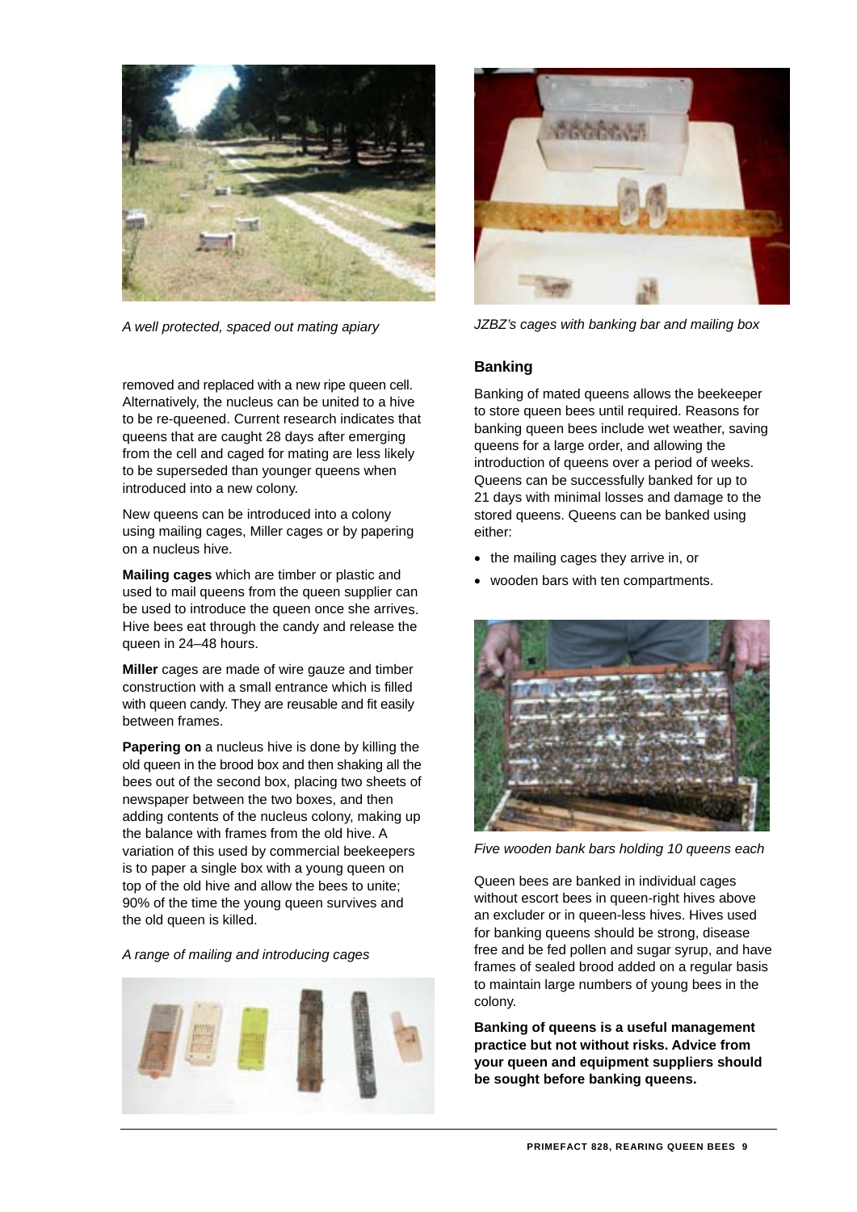*A well protected, spaced out mating apiary*

removed and replaced with a new ripe queen cell. Alternatively, the nucleus can be united to a hive to be re-queened. Current research indicates that queens that are caught 28 days after emerging from the cell and caged for mating are less likely to be superseded than younger queens when introduced into a new colony.

New queens can be introduced into a colony using mailing cages, Miller cages or by papering on a nucleus hive.

**Mailing cages** which are timber or plastic and used to mail queens from the queen supplier can be used to introduce the queen once she arrives. Hive bees eat through the candy and release the queen in 24–48 hours.

**Miller** cages are made of wire gauze and timber construction with a small entrance which is filled with queen candy. They are reusable and fit easily between frames.

**Papering on** a nucleus hive is done by killing the old queen in the brood box and then shaking all the bees out of the second box, placing two sheets of newspaper between the two boxes, and then adding contents of the nucleus colony, making up the balance with frames from the old hive. A variation of this used by commercial beekeepers is to paper a single box with a young queen on top of the old hive and allow the bees to unite; 90% of the time the young queen survives and the old queen is killed.

*A range of mailing and introducing cages*

*JZBZ's cages with banking bar and mailing box*

## Banking

Banking of mated queens allows the beekeeper to store queen bees until required. Reasons for banking queen bees include wet weather, saving queens for a large order, and allowing the introduction of queens over a period of weeks. Queens can be successfully banked for up to 21 days with minimal losses and damage to the stored queens. Queens can be banked using either:

- the mailing cages they arrive in, or
- wooden bars with ten compartments.

*Five wooden bank bars holding 10 queens each*

Queen bees are banked in individual cages without escort bees in queen-right hives above an excluder or in queen-less hives. Hives used for banking queens should be strong, disease free and be fed pollen and sugar syrup, and have frames of sealed brood added on a regular basis to maintain large numbers of young bees in the colony.

**Banking of queens is a useful management practice but not without risks. Advice from your queen and equipment suppliers should be sought before banking queens.**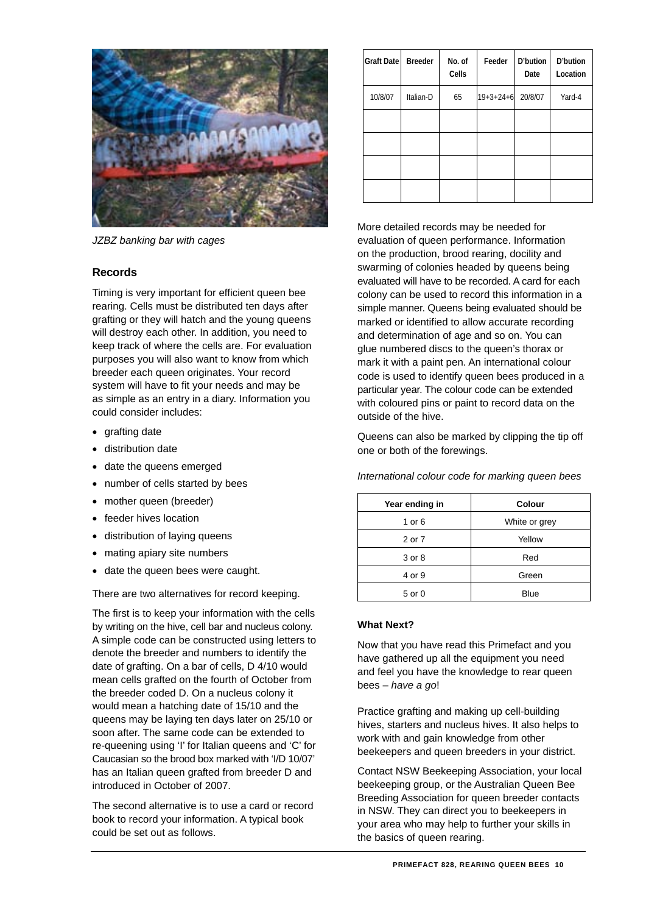*JZBZ banking bar with cages*

## Records

Timing is very important for efficient queen bee rearing. Cells must be distributed ten days after grafting or they will hatch and the young queens will destroy each other. In addition, you need to keep track of where the cells are. For evaluation purposes you will also want to know from which breeder each queen originates. Your record system will have to fit your needs and may be as simple as an entry in a diary. Information you could consider includes:

- grafting date
- distribution date
- date the queens emerged
- number of cells started by bees
- mother queen (breeder)
- feeder hives location
- distribution of laying queens
- mating apiary site numbers
- date the queen bees were caught.

There are two alternatives for record keeping.

The first is to keep your information with the cells by writing on the hive, cell bar and nucleus colony. A simple code can be constructed using letters to denote the breeder and numbers to identify the date of grafting. On a bar of cells, D 4/10 would mean cells grafted on the fourth of October from the breeder coded D. On a nucleus colony it would mean a hatching date of 15/10 and the queens may be laying ten days later on 25/10 or soon after. The same code can be extended to re-queening using 'I' for Italian queens and 'C' for Caucasian so the brood box marked with 'I/D 10/07' has an Italian queen grafted from breeder D and introduced in October of 2007.

The second alternative is to use a card or record book to record your information. A typical book could be set out as follows.

| Graft Date | Breeder | No. of Cells | Feeder | D'bution Date | D'bution Location |
|---|---|---|---|---|---|
| 10/8/07 | Italian-D | 65 | 19+3+24+6 | 20/8/07 | Yard-4 |
| | | | | | |
| | | | | | |
| | | | | | |
| | | | | | |

More detailed records may be needed for evaluation of queen performance. Information on the production, brood rearing, docility and swarming of colonies headed by queens being evaluated will have to be recorded. A card for each colony can be used to record this information in a simple manner. Queens being evaluated should be marked or identified to allow accurate recording and determination of age and so on. You can glue numbered discs to the queen's thorax or mark it with a paint pen. An international colour code is used to identify queen bees produced in a particular year. The colour code can be extended with coloured pins or paint to record data on the outside of the hive.

Queens can also be marked by clipping the tip off one or both of the forewings.

*International colour code for marking queen bees*

| Year ending in | Colour |
|---|---|
| 1 or 6 | White or grey |
| 2 or 7 | Yellow |
| 3 or 8 | Red |
| 4 or 9 | Green |
| 5 or 0 | Blue |

### What Next?

Now that you have read this Primefact and you have gathered up all the equipment you need and feel you have the knowledge to rear queen bees – *have a go*!

Practice grafting and making up cell-building hives, starters and nucleus hives. It also helps to work with and gain knowledge from other beekeepers and queen breeders in your district.

Contact NSW Beekeeping Association, your local beekeeping group, or the Australian Queen Bee Breeding Association for queen breeder contacts in NSW. They can direct you to beekeepers in your area who may help to further your skills in the basics of queen rearing.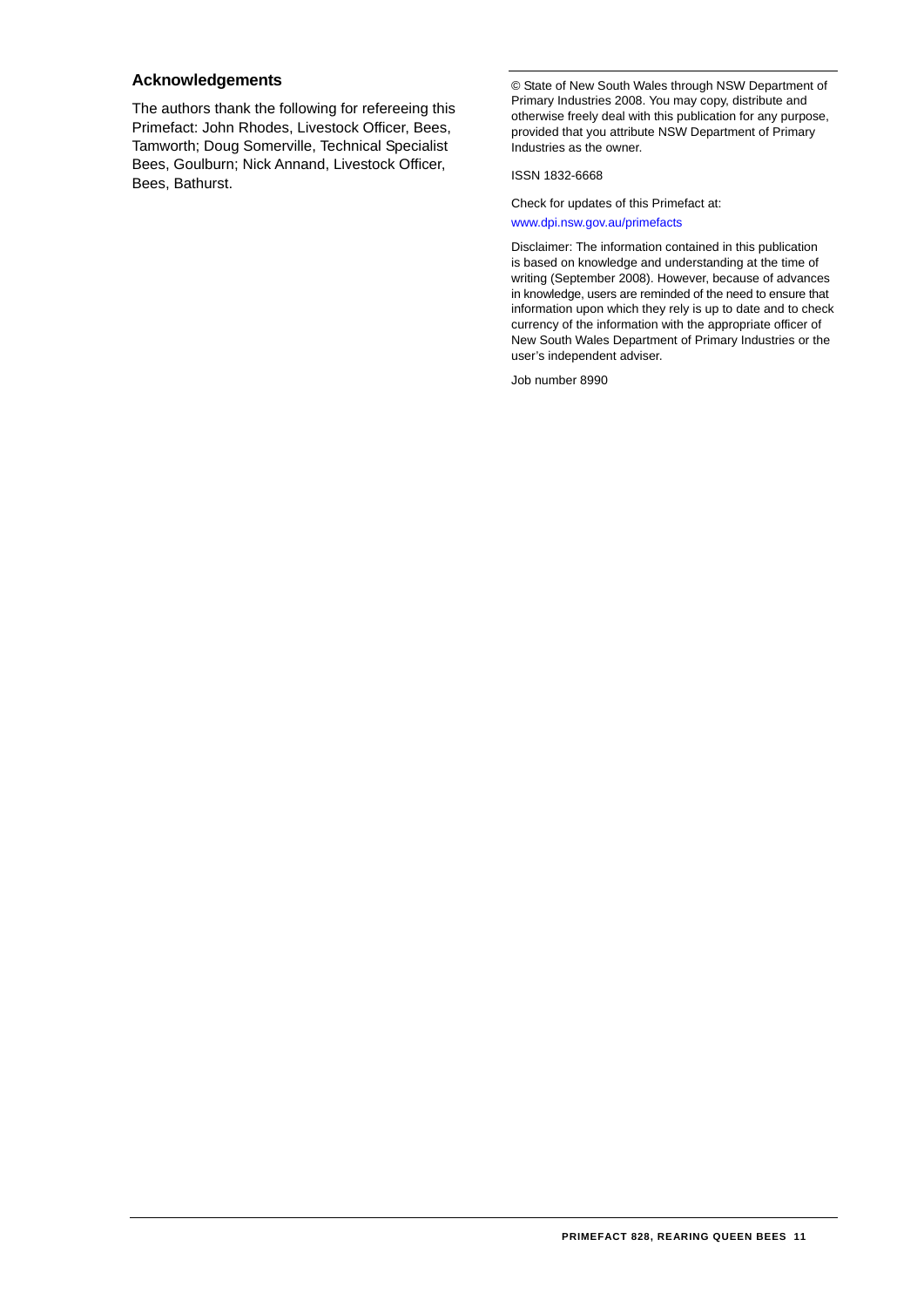## Acknowledgements

The authors thank the following for refereeing this Primefact: John Rhodes, Livestock Officer, Bees, Tamworth; Doug Somerville, Technical Specialist Bees, Goulburn; Nick Annand, Livestock Officer, Bees, Bathurst.

© State of New South Wales through NSW Department of Primary Industries 2008. You may copy, distribute and otherwise freely deal with this publication for any purpose, provided that you attribute NSW Department of Primary Industries as the owner.

ISSN 1832-6668

Check for updates of this Primefact at:
www.dpi.nsw.gov.au/primefacts

Disclaimer: The information contained in this publication is based on knowledge and understanding at the time of writing (September 2008). However, because of advances in knowledge, users are reminded of the need to ensure that information upon which they rely is up to date and to check currency of the information with the appropriate officer of New South Wales Department of Primary Industries or the user's independent adviser.

Job number 8990